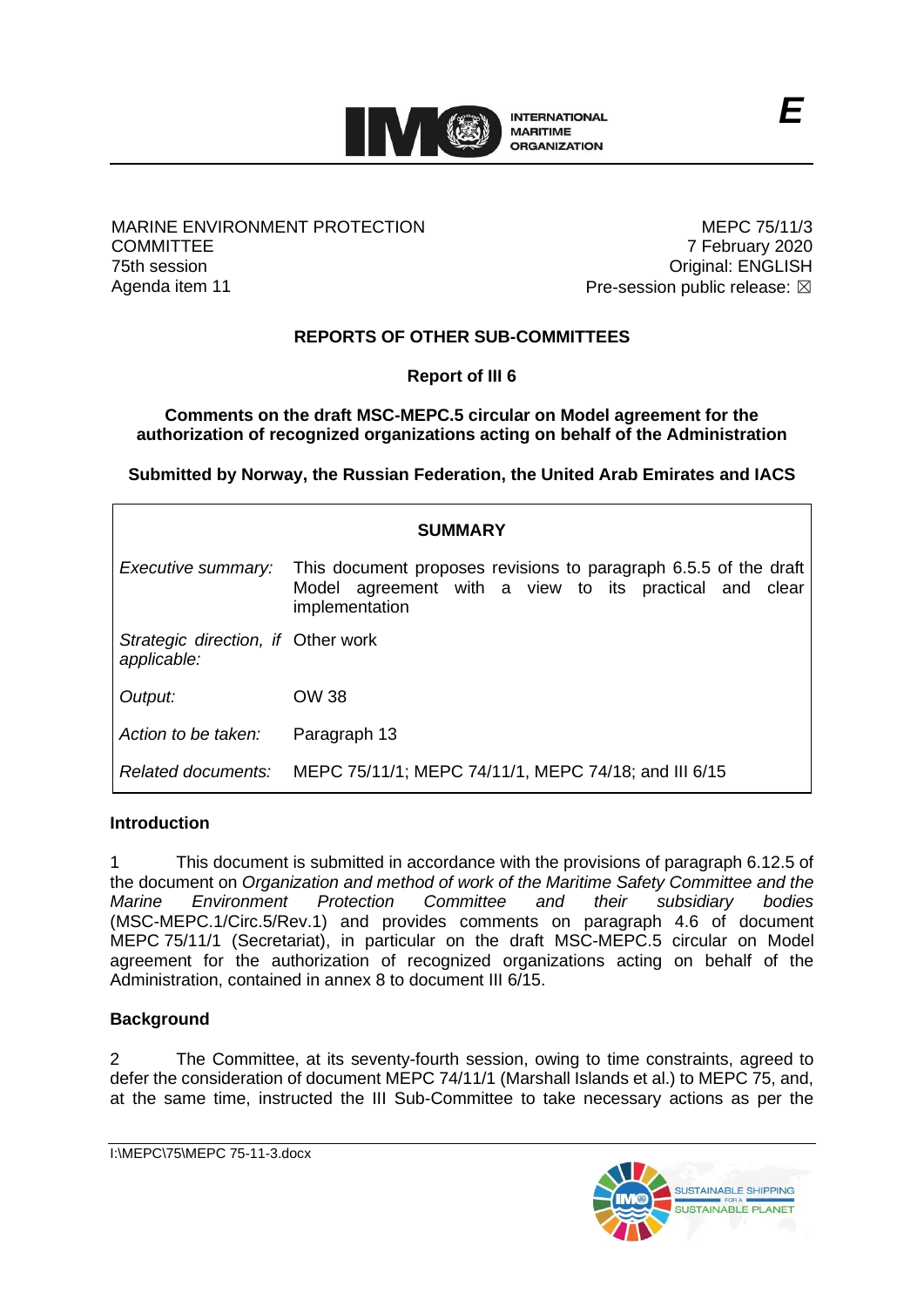INTERNATIONAL MARITIME ORGANIZATION

*E*

MARINE ENVIRONMENT PROTECTION COMMITTEE
75th session
Agenda item 11

MEPC 75/11/3
7 February 2020
Original: ENGLISH
Pre-session public release: ☒

**REPORTS OF OTHER SUB-COMMITTEES**

**Report of III 6**

**Comments on the draft MSC-MEPC.5 circular on Model agreement for the authorization of recognized organizations acting on behalf of the Administration**

**Submitted by Norway, the Russian Federation, the United Arab Emirates and IACS**

| **SUMMARY** | |
|---|---|
| *Executive summary:* | This document proposes revisions to paragraph 6.5.5 of the draft Model agreement with a view to its practical and clear implementation |
| *Strategic direction, if applicable:* | Other work |
| *Output:* | OW 38 |
| *Action to be taken:* | Paragraph 13 |
| *Related documents:* | MEPC 75/11/1; MEPC 74/11/1, MEPC 74/18; and III 6/15 |

**Introduction**

1 This document is submitted in accordance with the provisions of paragraph 6.12.5 of the document on *Organization and method of work of the Maritime Safety Committee and the Marine Environment Protection Committee and their subsidiary bodies* (MSC-MEPC.1/Circ.5/Rev.1) and provides comments on paragraph 4.6 of document MEPC 75/11/1 (Secretariat), in particular on the draft MSC-MEPC.5 circular on Model agreement for the authorization of recognized organizations acting on behalf of the Administration, contained in annex 8 to document III 6/15.

**Background**

2 The Committee, at its seventy-fourth session, owing to time constraints, agreed to defer the consideration of document MEPC 74/11/1 (Marshall Islands et al.) to MEPC 75, and, at the same time, instructed the III Sub-Committee to take necessary actions as per the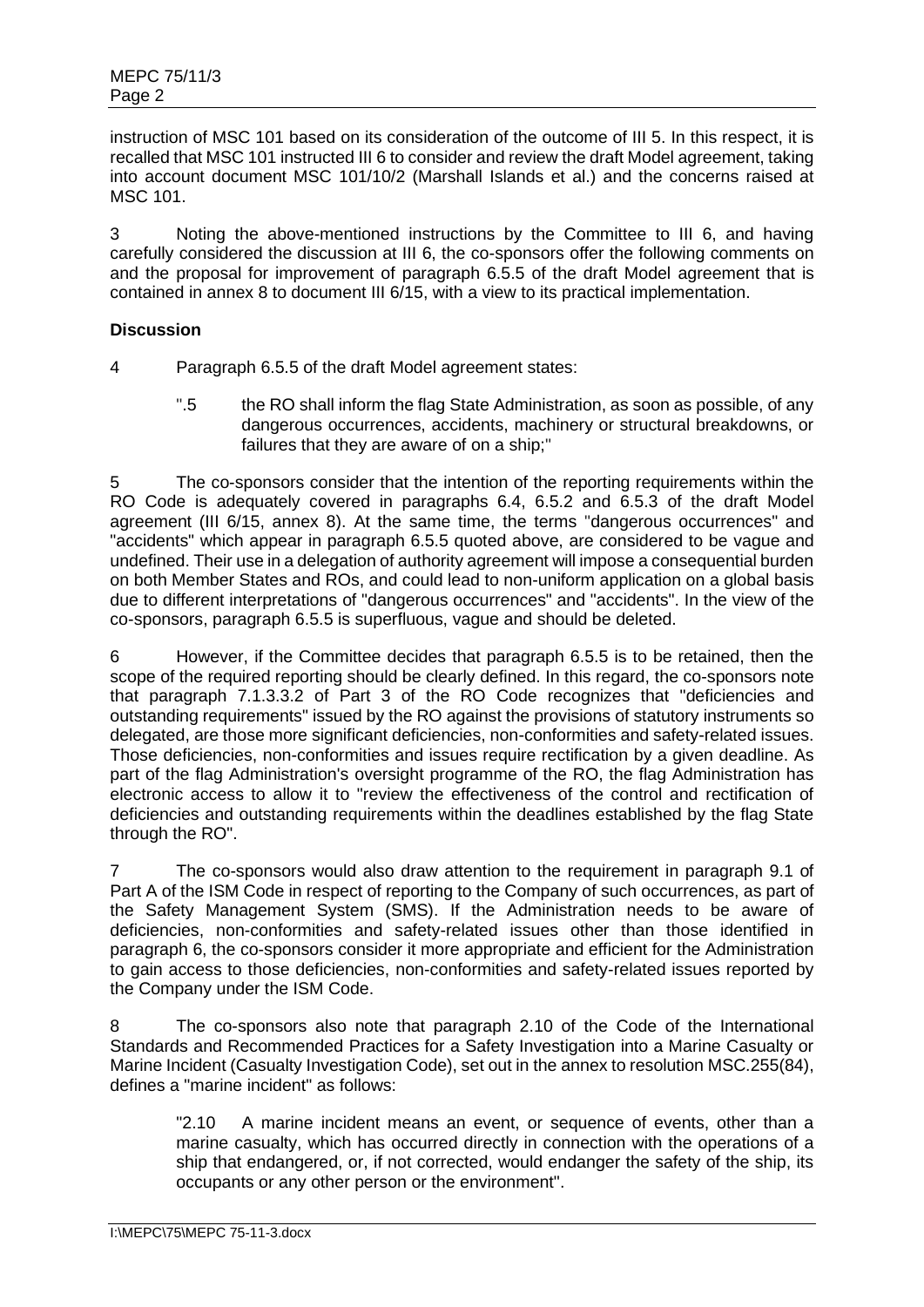instruction of MSC 101 based on its consideration of the outcome of III 5. In this respect, it is recalled that MSC 101 instructed III 6 to consider and review the draft Model agreement, taking into account document MSC 101/10/2 (Marshall Islands et al.) and the concerns raised at MSC 101.

3 Noting the above-mentioned instructions by the Committee to III 6, and having carefully considered the discussion at III 6, the co-sponsors offer the following comments on and the proposal for improvement of paragraph 6.5.5 of the draft Model agreement that is contained in annex 8 to document III 6/15, with a view to its practical implementation.

**Discussion**

4 Paragraph 6.5.5 of the draft Model agreement states:

> ".5 the RO shall inform the flag State Administration, as soon as possible, of any dangerous occurrences, accidents, machinery or structural breakdowns, or failures that they are aware of on a ship;"

5 The co-sponsors consider that the intention of the reporting requirements within the RO Code is adequately covered in paragraphs 6.4, 6.5.2 and 6.5.3 of the draft Model agreement (III 6/15, annex 8). At the same time, the terms "dangerous occurrences" and "accidents" which appear in paragraph 6.5.5 quoted above, are considered to be vague and undefined. Their use in a delegation of authority agreement will impose a consequential burden on both Member States and ROs, and could lead to non-uniform application on a global basis due to different interpretations of "dangerous occurrences" and "accidents". In the view of the co-sponsors, paragraph 6.5.5 is superfluous, vague and should be deleted.

6 However, if the Committee decides that paragraph 6.5.5 is to be retained, then the scope of the required reporting should be clearly defined. In this regard, the co-sponsors note that paragraph 7.1.3.3.2 of Part 3 of the RO Code recognizes that "deficiencies and outstanding requirements" issued by the RO against the provisions of statutory instruments so delegated, are those more significant deficiencies, non-conformities and safety-related issues. Those deficiencies, non-conformities and issues require rectification by a given deadline. As part of the flag Administration's oversight programme of the RO, the flag Administration has electronic access to allow it to "review the effectiveness of the control and rectification of deficiencies and outstanding requirements within the deadlines established by the flag State through the RO".

7 The co-sponsors would also draw attention to the requirement in paragraph 9.1 of Part A of the ISM Code in respect of reporting to the Company of such occurrences, as part of the Safety Management System (SMS). If the Administration needs to be aware of deficiencies, non-conformities and safety-related issues other than those identified in paragraph 6, the co-sponsors consider it more appropriate and efficient for the Administration to gain access to those deficiencies, non-conformities and safety-related issues reported by the Company under the ISM Code.

8 The co-sponsors also note that paragraph 2.10 of the Code of the International Standards and Recommended Practices for a Safety Investigation into a Marine Casualty or Marine Incident (Casualty Investigation Code), set out in the annex to resolution MSC.255(84), defines a "marine incident" as follows:

> "2.10 A marine incident means an event, or sequence of events, other than a marine casualty, which has occurred directly in connection with the operations of a ship that endangered, or, if not corrected, would endanger the safety of the ship, its occupants or any other person or the environment".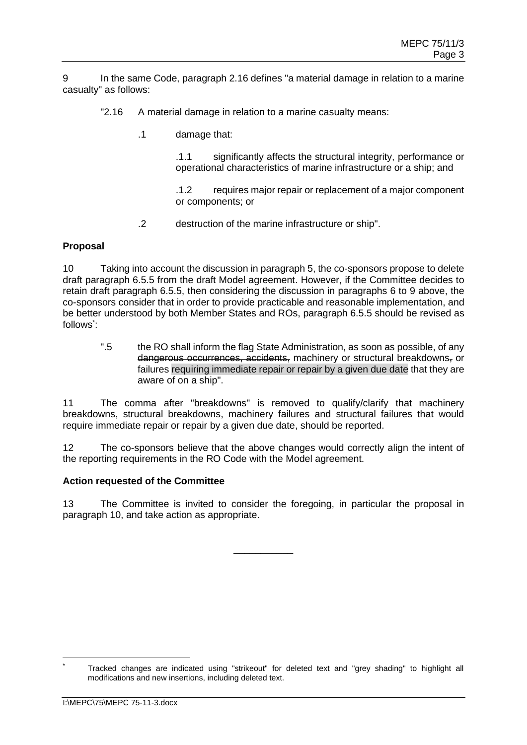9 In the same Code, paragraph 2.16 defines "a material damage in relation to a marine casualty" as follows:

> "2.16 A material damage in relation to a marine casualty means:
>
> .1 damage that:
>
> .1.1 significantly affects the structural integrity, performance or operational characteristics of marine infrastructure or a ship; and
>
> .1.2 requires major repair or replacement of a major component or components; or
>
> .2 destruction of the marine infrastructure or ship".

### Proposal

10 Taking into account the discussion in paragraph 5, the co-sponsors propose to delete draft paragraph 6.5.5 from the draft Model agreement. However, if the Committee decides to retain draft paragraph 6.5.5, then considering the discussion in paragraphs 6 to 9 above, the co-sponsors consider that in order to provide practicable and reasonable implementation, and be better understood by both Member States and ROs, paragraph 6.5.5 should be revised as follows*:

> ".5 the RO shall inform the flag State Administration, as soon as possible, of any ~~dangerous occurrences, accidents,~~ machinery or structural breakdowns~~,~~ or failures requiring immediate repair or repair by a given due date that they are aware of on a ship".

11 The comma after "breakdowns" is removed to qualify/clarify that machinery breakdowns, structural breakdowns, machinery failures and structural failures that would require immediate repair or repair by a given due date, should be reported.

12 The co-sponsors believe that the above changes would correctly align the intent of the reporting requirements in the RO Code with the Model agreement.

### Action requested of the Committee

13 The Committee is invited to consider the foregoing, in particular the proposal in paragraph 10, and take action as appropriate.

___________

* Tracked changes are indicated using "strikeout" for deleted text and "grey shading" to highlight all modifications and new insertions, including deleted text.